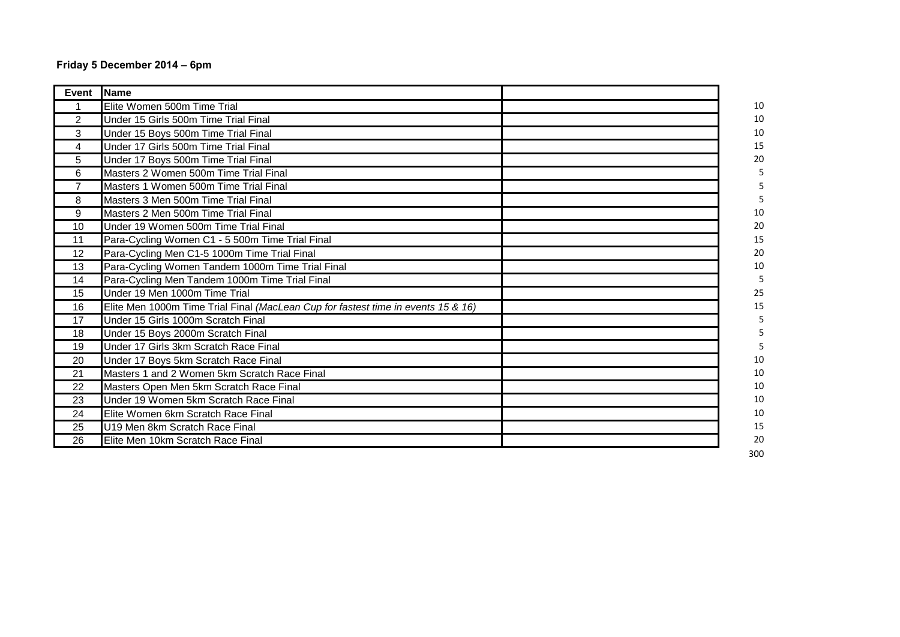**Friday 5 December 2014 – 6pm**

| Event | Name | | |
|---|---|---|---|
| 1 | Elite Women 500m Time Trial | | 10 |
| 2 | Under 15 Girls 500m Time Trial Final | | 10 |
| 3 | Under 15 Boys 500m Time Trial Final | | 10 |
| 4 | Under 17 Girls 500m Time Trial Final | | 15 |
| 5 | Under 17 Boys 500m Time Trial Final | | 20 |
| 6 | Masters 2 Women 500m Time Trial Final | | 5 |
| 7 | Masters 1 Women 500m Time Trial Final | | 5 |
| 8 | Masters 3 Men 500m Time Trial Final | | 5 |
| 9 | Masters 2 Men 500m Time Trial Final | | 10 |
| 10 | Under 19 Women 500m Time Trial Final | | 20 |
| 11 | Para-Cycling Women C1 - 5 500m Time Trial Final | | 15 |
| 12 | Para-Cycling Men C1-5 1000m Time Trial Final | | 20 |
| 13 | Para-Cycling Women Tandem 1000m Time Trial Final | | 10 |
| 14 | Para-Cycling Men Tandem 1000m Time Trial Final | | 5 |
| 15 | Under 19 Men 1000m Time Trial | | 25 |
| 16 | Elite Men 1000m Time Trial Final *(MacLean Cup for fastest time in events 15 & 16)* | | 15 |
| 17 | Under 15 Girls 1000m Scratch Final | | 5 |
| 18 | Under 15 Boys 2000m Scratch Final | | 5 |
| 19 | Under 17 Girls 3km Scratch Race Final | | 5 |
| 20 | Under 17 Boys 5km Scratch Race Final | | 10 |
| 21 | Masters 1 and 2 Women 5km Scratch Race Final | | 10 |
| 22 | Masters Open Men 5km Scratch Race Final | | 10 |
| 23 | Under 19 Women 5km Scratch Race Final | | 10 |
| 24 | Elite Women 6km Scratch Race Final | | 10 |
| 25 | U19 Men 8km Scratch Race Final | | 15 |
| 26 | Elite Men 10km Scratch Race Final | | 20 |
| | | | 300 |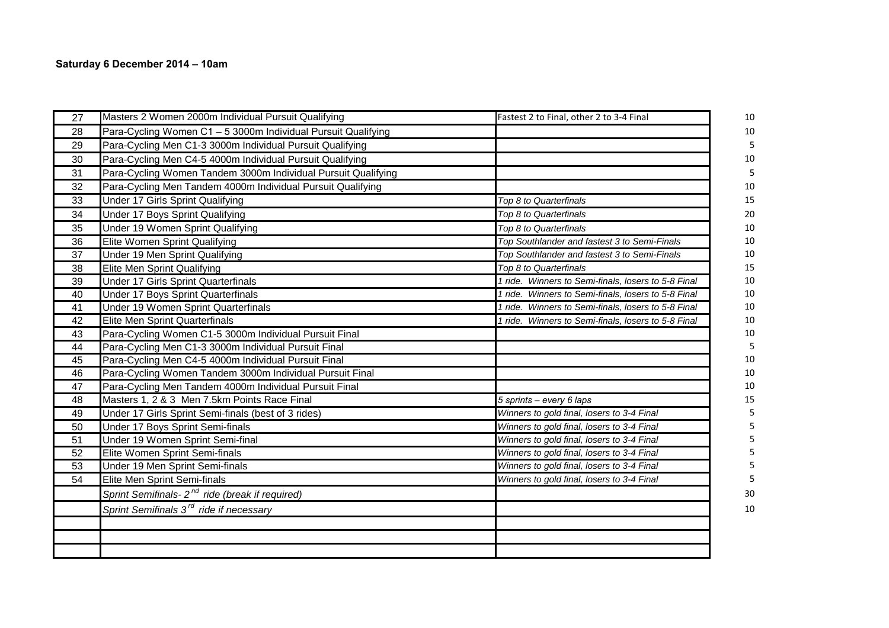**Saturday 6 December 2014 – 10am**

| | | | |
|---|---|---|---|
| 27 | Masters 2 Women 2000m Individual Pursuit Qualifying | Fastest 2 to Final, other 2 to 3-4 Final | 10 |
| 28 | Para-Cycling Women C1 – 5 3000m Individual Pursuit Qualifying | | 10 |
| 29 | Para-Cycling Men C1-3 3000m Individual Pursuit Qualifying | | 5 |
| 30 | Para-Cycling Men C4-5 4000m Individual Pursuit Qualifying | | 10 |
| 31 | Para-Cycling Women Tandem 3000m Individual Pursuit Qualifying | | 5 |
| 32 | Para-Cycling Men Tandem 4000m Individual Pursuit Qualifying | | 10 |
| 33 | Under 17 Girls Sprint Qualifying | *Top 8 to Quarterfinals* | 15 |
| 34 | Under 17 Boys Sprint Qualifying | *Top 8 to Quarterfinals* | 20 |
| 35 | Under 19 Women Sprint Qualifying | *Top 8 to Quarterfinals* | 10 |
| 36 | Elite Women Sprint Qualifying | *Top Southlander and fastest 3 to Semi-Finals* | 10 |
| 37 | Under 19 Men Sprint Qualifying | *Top Southlander and fastest 3 to Semi-Finals* | 10 |
| 38 | Elite Men Sprint Qualifying | *Top 8 to Quarterfinals* | 15 |
| 39 | Under 17 Girls Sprint Quarterfinals | *1 ride. Winners to Semi-finals, losers to 5-8 Final* | 10 |
| 40 | Under 17 Boys Sprint Quarterfinals | *1 ride. Winners to Semi-finals, losers to 5-8 Final* | 10 |
| 41 | Under 19 Women Sprint Quarterfinals | *1 ride. Winners to Semi-finals, losers to 5-8 Final* | 10 |
| 42 | Elite Men Sprint Quarterfinals | *1 ride. Winners to Semi-finals, losers to 5-8 Final* | 10 |
| 43 | Para-Cycling Women C1-5 3000m Individual Pursuit Final | | 10 |
| 44 | Para-Cycling Men C1-3 3000m Individual Pursuit Final | | 5 |
| 45 | Para-Cycling Men C4-5 4000m Individual Pursuit Final | | 10 |
| 46 | Para-Cycling Women Tandem 3000m Individual Pursuit Final | | 10 |
| 47 | Para-Cycling Men Tandem 4000m Individual Pursuit Final | | 10 |
| 48 | Masters 1, 2 & 3 Men 7.5km Points Race Final | *5 sprints – every 6 laps* | 15 |
| 49 | Under 17 Girls Sprint Semi-finals (best of 3 rides) | *Winners to gold final, losers to 3-4 Final* | 5 |
| 50 | Under 17 Boys Sprint Semi-finals | *Winners to gold final, losers to 3-4 Final* | 5 |
| 51 | Under 19 Women Sprint Semi-final | *Winners to gold final, losers to 3-4 Final* | 5 |
| 52 | Elite Women Sprint Semi-finals | *Winners to gold final, losers to 3-4 Final* | 5 |
| 53 | Under 19 Men Sprint Semi-finals | *Winners to gold final, losers to 3-4 Final* | 5 |
| 54 | Elite Men Sprint Semi-finals | *Winners to gold final, losers to 3-4 Final* | 5 |
| | *Sprint Semifinals- 2nd ride (break if required)* | | 30 |
| | *Sprint Semifinals 3rd ride if necessary* | | 10 |
| | | | |
| | | | |
| | | | |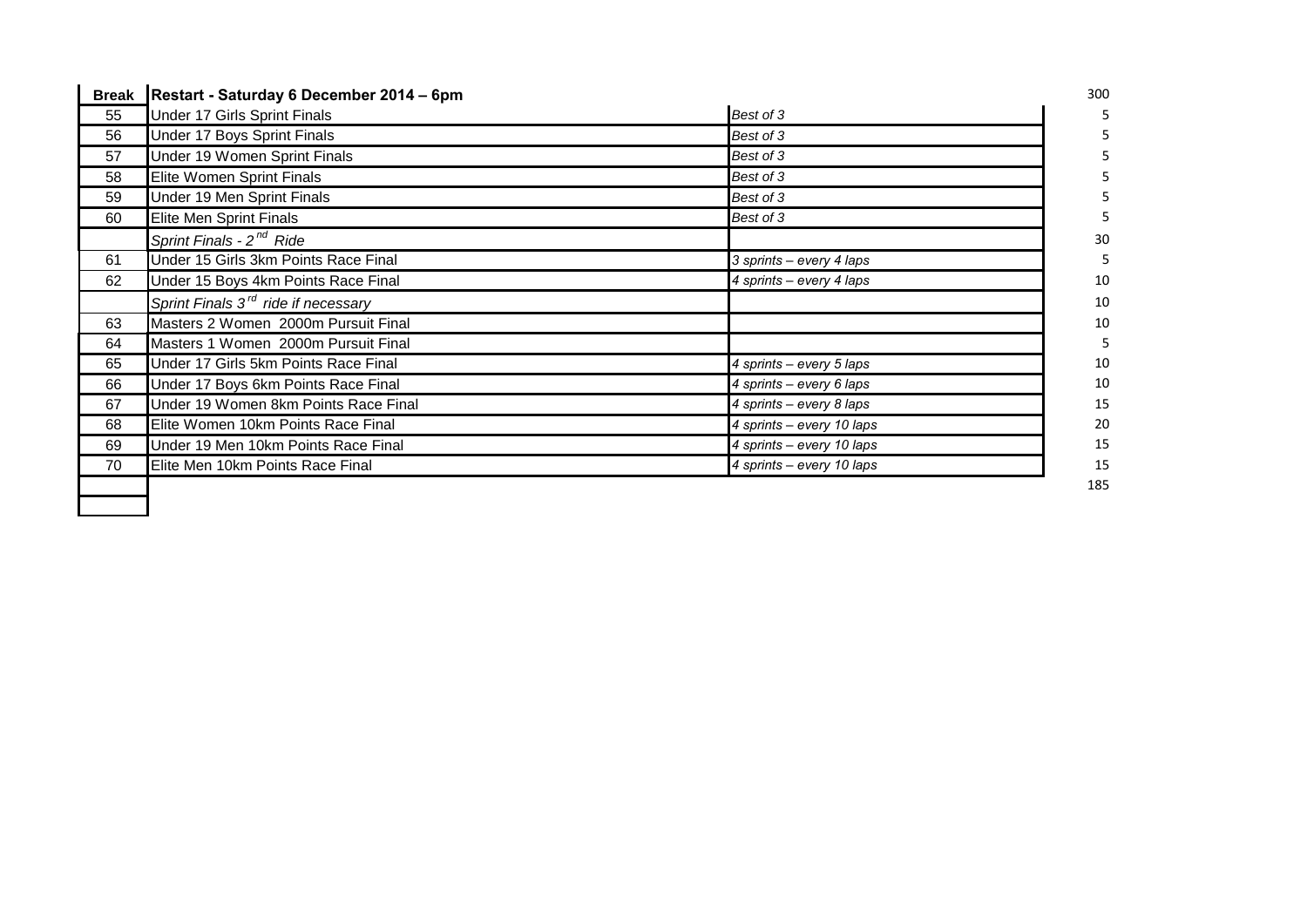| Break | Restart - Saturday 6 December 2014 – 6pm | | 300 |
|---|---|---|---|
| 55 | Under 17 Girls Sprint Finals | *Best of 3* | 5 |
| 56 | Under 17 Boys Sprint Finals | *Best of 3* | 5 |
| 57 | Under 19 Women Sprint Finals | *Best of 3* | 5 |
| 58 | Elite Women Sprint Finals | *Best of 3* | 5 |
| 59 | Under 19 Men Sprint Finals | *Best of 3* | 5 |
| 60 | Elite Men Sprint Finals | *Best of 3* | 5 |
| | *Sprint Finals - 2nd Ride* | | 30 |
| 61 | Under 15 Girls 3km Points Race Final | *3 sprints – every 4 laps* | 5 |
| 62 | Under 15 Boys 4km Points Race Final | *4 sprints – every 4 laps* | 10 |
| | *Sprint Finals 3rd ride if necessary* | | 10 |
| 63 | Masters 2 Women 2000m Pursuit Final | | 10 |
| 64 | Masters 1 Women 2000m Pursuit Final | | 5 |
| 65 | Under 17 Girls 5km Points Race Final | *4 sprints – every 5 laps* | 10 |
| 66 | Under 17 Boys 6km Points Race Final | *4 sprints – every 6 laps* | 10 |
| 67 | Under 19 Women 8km Points Race Final | *4 sprints – every 8 laps* | 15 |
| 68 | Elite Women 10km Points Race Final | *4 sprints – every 10 laps* | 20 |
| 69 | Under 19 Men 10km Points Race Final | *4 sprints – every 10 laps* | 15 |
| 70 | Elite Men 10km Points Race Final | *4 sprints – every 10 laps* | 15 |
| | | | 185 |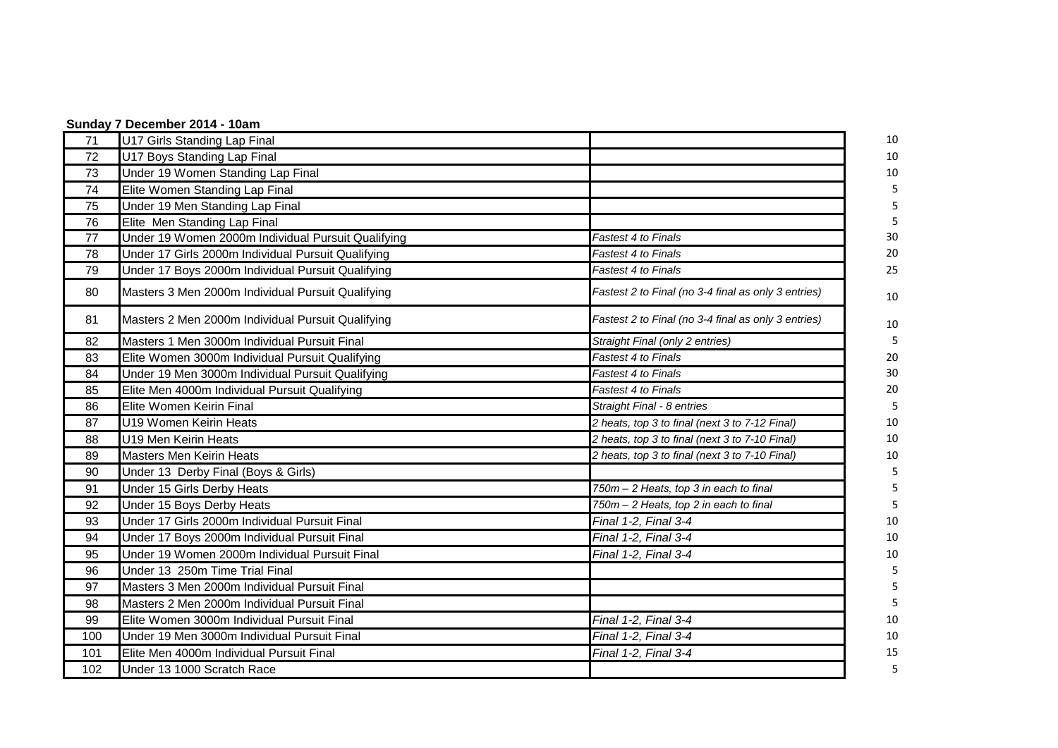**Sunday 7 December 2014 - 10am**

| | | | |
|---|---|---|---|
| 71 | U17 Girls Standing Lap Final | | 10 |
| 72 | U17 Boys Standing Lap Final | | 10 |
| 73 | Under 19 Women Standing Lap Final | | 10 |
| 74 | Elite Women Standing Lap Final | | 5 |
| 75 | Under 19 Men Standing Lap Final | | 5 |
| 76 | Elite Men Standing Lap Final | | 5 |
| 77 | Under 19 Women 2000m Individual Pursuit Qualifying | *Fastest 4 to Finals* | 30 |
| 78 | Under 17 Girls 2000m Individual Pursuit Qualifying | *Fastest 4 to Finals* | 20 |
| 79 | Under 17 Boys 2000m Individual Pursuit Qualifying | *Fastest 4 to Finals* | 25 |
| 80 | Masters 3 Men 2000m Individual Pursuit Qualifying | *Fastest 2 to Final (no 3-4 final as only 3 entries)* | 10 |
| 81 | Masters 2 Men 2000m Individual Pursuit Qualifying | *Fastest 2 to Final (no 3-4 final as only 3 entries)* | 10 |
| 82 | Masters 1 Men 3000m Individual Pursuit Final | *Straight Final (only 2 entries)* | 5 |
| 83 | Elite Women 3000m Individual Pursuit Qualifying | *Fastest 4 to Finals* | 20 |
| 84 | Under 19 Men 3000m Individual Pursuit Qualifying | *Fastest 4 to Finals* | 30 |
| 85 | Elite Men 4000m Individual Pursuit Qualifying | *Fastest 4 to Finals* | 20 |
| 86 | Elite Women Keirin Final | *Straight Final - 8 entries* | 5 |
| 87 | U19 Women Keirin Heats | *2 heats, top 3 to final (next 3 to 7-12 Final)* | 10 |
| 88 | U19 Men Keirin Heats | *2 heats, top 3 to final (next 3 to 7-10 Final)* | 10 |
| 89 | Masters Men Keirin Heats | *2 heats, top 3 to final (next 3 to 7-10 Final)* | 10 |
| 90 | Under 13 Derby Final (Boys & Girls) | | 5 |
| 91 | Under 15 Girls Derby Heats | *750m – 2 Heats, top 3 in each to final* | 5 |
| 92 | Under 15 Boys Derby Heats | *750m – 2 Heats, top 2 in each to final* | 5 |
| 93 | Under 17 Girls 2000m Individual Pursuit Final | *Final 1-2, Final 3-4* | 10 |
| 94 | Under 17 Boys 2000m Individual Pursuit Final | *Final 1-2, Final 3-4* | 10 |
| 95 | Under 19 Women 2000m Individual Pursuit Final | *Final 1-2, Final 3-4* | 10 |
| 96 | Under 13 250m Time Trial Final | | 5 |
| 97 | Masters 3 Men 2000m Individual Pursuit Final | | 5 |
| 98 | Masters 2 Men 2000m Individual Pursuit Final | | 5 |
| 99 | Elite Women 3000m Individual Pursuit Final | *Final 1-2, Final 3-4* | 10 |
| 100 | Under 19 Men 3000m Individual Pursuit Final | *Final 1-2, Final 3-4* | 10 |
| 101 | Elite Men 4000m Individual Pursuit Final | *Final 1-2, Final 3-4* | 15 |
| 102 | Under 13 1000 Scratch Race | | 5 |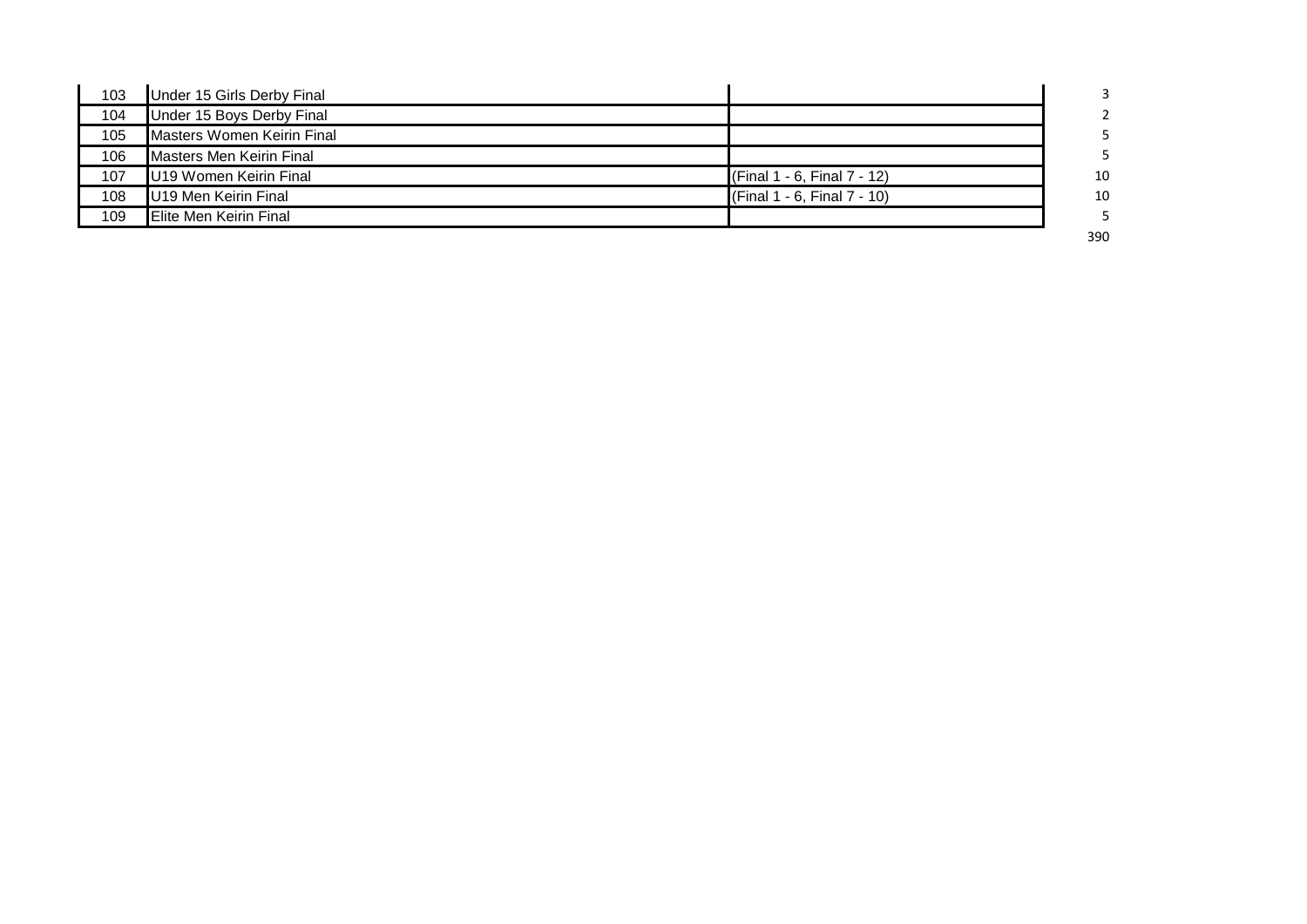| | | | |
|---|---|---|---|
| 103 | Under 15 Girls Derby Final | | 3 |
| 104 | Under 15 Boys Derby Final | | 2 |
| 105 | Masters Women Keirin Final | | 5 |
| 106 | Masters Men Keirin Final | | 5 |
| 107 | U19 Women Keirin Final | (Final 1 - 6, Final 7 - 12) | 10 |
| 108 | U19 Men Keirin Final | (Final 1 - 6, Final 7 - 10) | 10 |
| 109 | Elite Men Keirin Final | | 5 |
| | | | 390 |